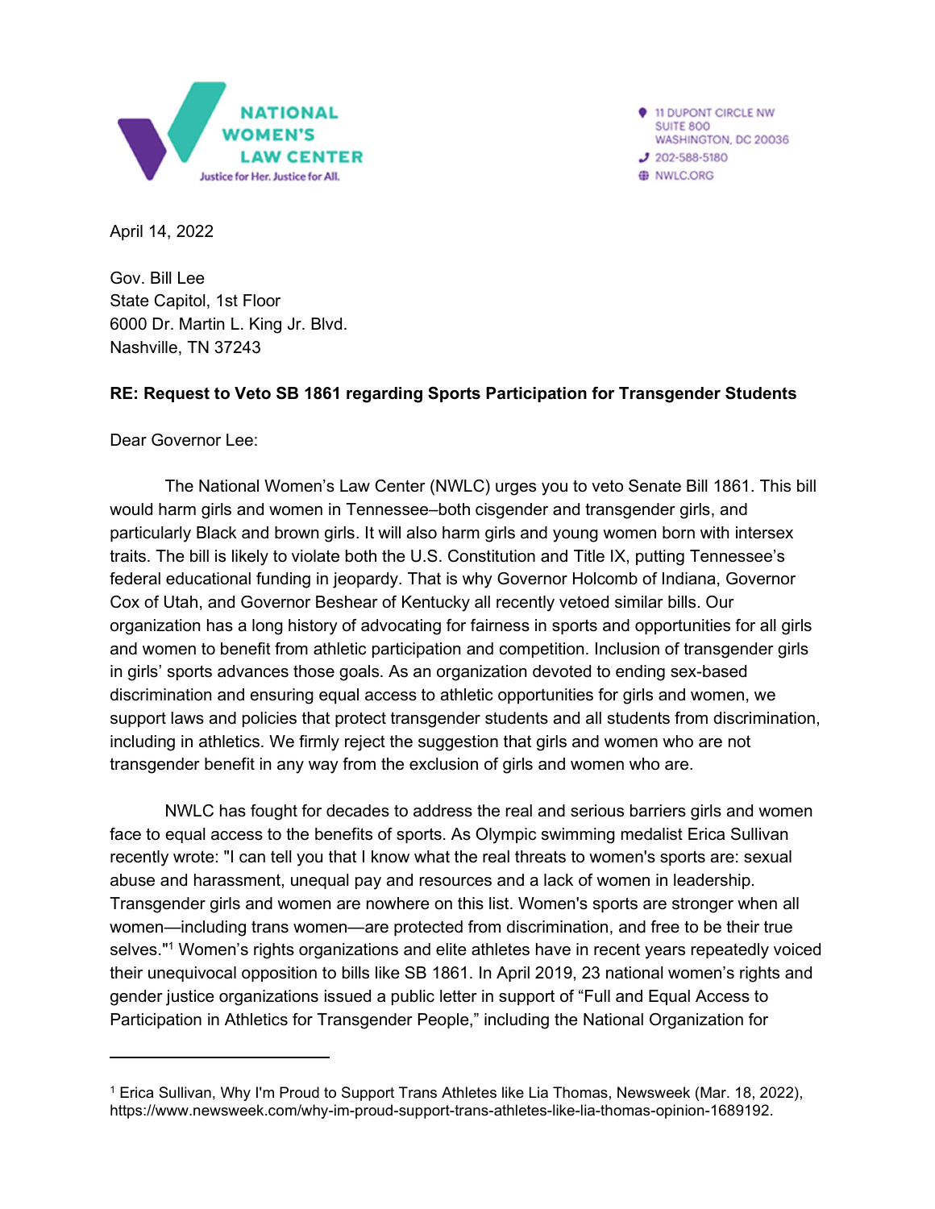NATIONAL WOMEN'S LAW CENTER
Justice for Her. Justice for All.

11 DUPONT CIRCLE NW
SUITE 800
WASHINGTON, DC 20036
202-588-5180
NWLC.ORG

April 14, 2022

Gov. Bill Lee
State Capitol, 1st Floor
6000 Dr. Martin L. King Jr. Blvd.
Nashville, TN 37243

**RE: Request to Veto SB 1861 regarding Sports Participation for Transgender Students**

Dear Governor Lee:

The National Women's Law Center (NWLC) urges you to veto Senate Bill 1861. This bill would harm girls and women in Tennessee–both cisgender and transgender girls, and particularly Black and brown girls. It will also harm girls and young women born with intersex traits. The bill is likely to violate both the U.S. Constitution and Title IX, putting Tennessee's federal educational funding in jeopardy. That is why Governor Holcomb of Indiana, Governor Cox of Utah, and Governor Beshear of Kentucky all recently vetoed similar bills. Our organization has a long history of advocating for fairness in sports and opportunities for all girls and women to benefit from athletic participation and competition. Inclusion of transgender girls in girls' sports advances those goals. As an organization devoted to ending sex-based discrimination and ensuring equal access to athletic opportunities for girls and women, we support laws and policies that protect transgender students and all students from discrimination, including in athletics. We firmly reject the suggestion that girls and women who are not transgender benefit in any way from the exclusion of girls and women who are.

NWLC has fought for decades to address the real and serious barriers girls and women face to equal access to the benefits of sports. As Olympic swimming medalist Erica Sullivan recently wrote: "I can tell you that I know what the real threats to women's sports are: sexual abuse and harassment, unequal pay and resources and a lack of women in leadership. Transgender girls and women are nowhere on this list. Women's sports are stronger when all women—including trans women—are protected from discrimination, and free to be their true selves."[1] Women's rights organizations and elite athletes have in recent years repeatedly voiced their unequivocal opposition to bills like SB 1861. In April 2019, 23 national women's rights and gender justice organizations issued a public letter in support of "Full and Equal Access to Participation in Athletics for Transgender People," including the National Organization for

---

[1] Erica Sullivan, Why I'm Proud to Support Trans Athletes like Lia Thomas, Newsweek (Mar. 18, 2022), https://www.newsweek.com/why-im-proud-support-trans-athletes-like-lia-thomas-opinion-1689192.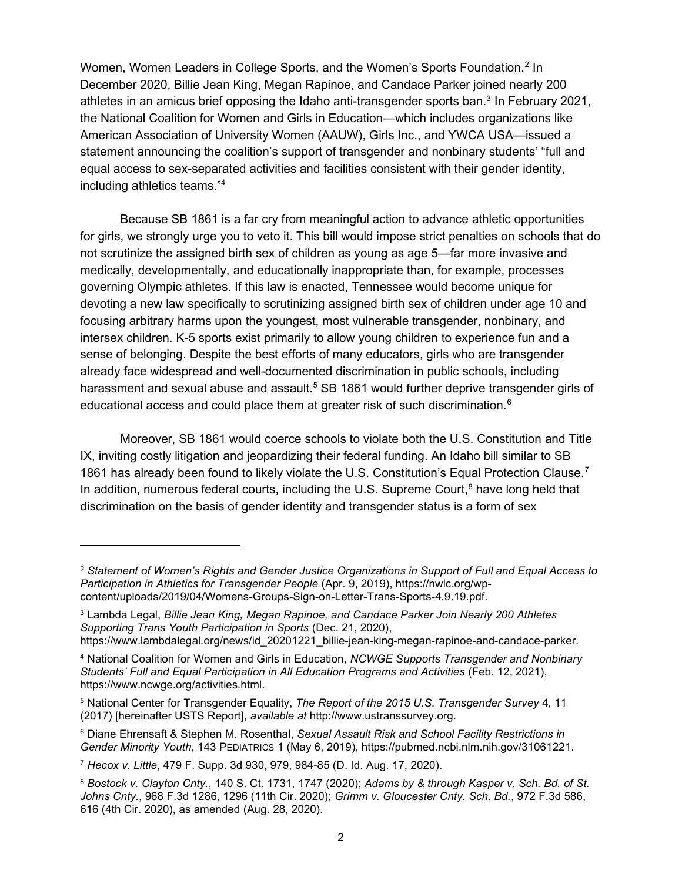Women, Women Leaders in College Sports, and the Women's Sports Foundation.[2] In December 2020, Billie Jean King, Megan Rapinoe, and Candace Parker joined nearly 200 athletes in an amicus brief opposing the Idaho anti-transgender sports ban.[3] In February 2021, the National Coalition for Women and Girls in Education—which includes organizations like American Association of University Women (AAUW), Girls Inc., and YWCA USA—issued a statement announcing the coalition's support of transgender and nonbinary students' "full and equal access to sex-separated activities and facilities consistent with their gender identity, including athletics teams."[4]

Because SB 1861 is a far cry from meaningful action to advance athletic opportunities for girls, we strongly urge you to veto it. This bill would impose strict penalties on schools that do not scrutinize the assigned birth sex of children as young as age 5—far more invasive and medically, developmentally, and educationally inappropriate than, for example, processes governing Olympic athletes. If this law is enacted, Tennessee would become unique for devoting a new law specifically to scrutinizing assigned birth sex of children under age 10 and focusing arbitrary harms upon the youngest, most vulnerable transgender, nonbinary, and intersex children. K-5 sports exist primarily to allow young children to experience fun and a sense of belonging. Despite the best efforts of many educators, girls who are transgender already face widespread and well-documented discrimination in public schools, including harassment and sexual abuse and assault.[5] SB 1861 would further deprive transgender girls of educational access and could place them at greater risk of such discrimination.[6]

Moreover, SB 1861 would coerce schools to violate both the U.S. Constitution and Title IX, inviting costly litigation and jeopardizing their federal funding. An Idaho bill similar to SB 1861 has already been found to likely violate the U.S. Constitution's Equal Protection Clause.[7] In addition, numerous federal courts, including the U.S. Supreme Court,[8] have long held that discrimination on the basis of gender identity and transgender status is a form of sex

---

[2] *Statement of Women's Rights and Gender Justice Organizations in Support of Full and Equal Access to Participation in Athletics for Transgender People* (Apr. 9, 2019), https://nwlc.org/wp-content/uploads/2019/04/Womens-Groups-Sign-on-Letter-Trans-Sports-4.9.19.pdf.

[3] Lambda Legal, *Billie Jean King, Megan Rapinoe, and Candace Parker Join Nearly 200 Athletes Supporting Trans Youth Participation in Sports* (Dec. 21, 2020), https://www.lambdalegal.org/news/id_20201221_billie-jean-king-megan-rapinoe-and-candace-parker.

[4] National Coalition for Women and Girls in Education, *NCWGE Supports Transgender and Nonbinary Students' Full and Equal Participation in All Education Programs and Activities* (Feb. 12, 2021), https://www.ncwge.org/activities.html.

[5] National Center for Transgender Equality, *The Report of the 2015 U.S. Transgender Survey* 4, 11 (2017) [hereinafter USTS Report], *available at* http://www.ustranssurvey.org.

[6] Diane Ehrensaft & Stephen M. Rosenthal, *Sexual Assault Risk and School Facility Restrictions in Gender Minority Youth*, 143 PEDIATRICS 1 (May 6, 2019), https://pubmed.ncbi.nlm.nih.gov/31061221.

[7] *Hecox v. Little*, 479 F. Supp. 3d 930, 979, 984-85 (D. Id. Aug. 17, 2020).

[8] *Bostock v. Clayton Cnty.*, 140 S. Ct. 1731, 1747 (2020); *Adams by & through Kasper v. Sch. Bd. of St. Johns Cnty.*, 968 F.3d 1286, 1296 (11th Cir. 2020); *Grimm v. Gloucester Cnty. Sch. Bd.*, 972 F.3d 586, 616 (4th Cir. 2020), as amended (Aug. 28, 2020).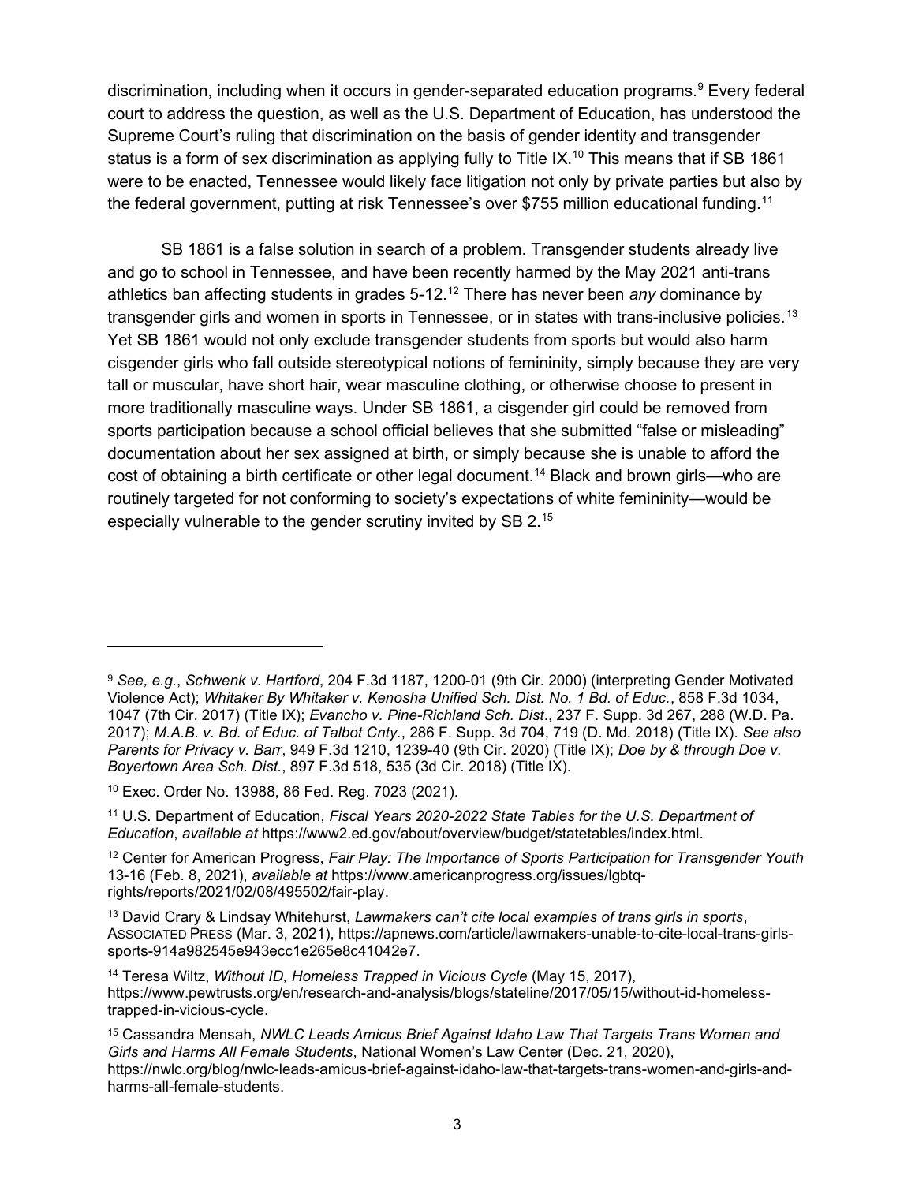discrimination, including when it occurs in gender-separated education programs.[9] Every federal court to address the question, as well as the U.S. Department of Education, has understood the Supreme Court's ruling that discrimination on the basis of gender identity and transgender status is a form of sex discrimination as applying fully to Title IX.[10] This means that if SB 1861 were to be enacted, Tennessee would likely face litigation not only by private parties but also by the federal government, putting at risk Tennessee's over $755 million educational funding.[11]

SB 1861 is a false solution in search of a problem. Transgender students already live and go to school in Tennessee, and have been recently harmed by the May 2021 anti-trans athletics ban affecting students in grades 5-12.[12] There has never been *any* dominance by transgender girls and women in sports in Tennessee, or in states with trans-inclusive policies.[13] Yet SB 1861 would not only exclude transgender students from sports but would also harm cisgender girls who fall outside stereotypical notions of femininity, simply because they are very tall or muscular, have short hair, wear masculine clothing, or otherwise choose to present in more traditionally masculine ways. Under SB 1861, a cisgender girl could be removed from sports participation because a school official believes that she submitted "false or misleading" documentation about her sex assigned at birth, or simply because she is unable to afford the cost of obtaining a birth certificate or other legal document.[14] Black and brown girls—who are routinely targeted for not conforming to society's expectations of white femininity—would be especially vulnerable to the gender scrutiny invited by SB 2.[15]

---

[9] *See, e.g.*, *Schwenk v. Hartford*, 204 F.3d 1187, 1200-01 (9th Cir. 2000) (interpreting Gender Motivated Violence Act); *Whitaker By Whitaker v. Kenosha Unified Sch. Dist. No. 1 Bd. of Educ.*, 858 F.3d 1034, 1047 (7th Cir. 2017) (Title IX); *Evancho v. Pine-Richland Sch. Dist*., 237 F. Supp. 3d 267, 288 (W.D. Pa. 2017); *M.A.B. v. Bd. of Educ. of Talbot Cnty.*, 286 F. Supp. 3d 704, 719 (D. Md. 2018) (Title IX). *See also Parents for Privacy v. Barr*, 949 F.3d 1210, 1239-40 (9th Cir. 2020) (Title IX); *Doe by & through Doe v. Boyertown Area Sch. Dist.*, 897 F.3d 518, 535 (3d Cir. 2018) (Title IX).

[10] Exec. Order No. 13988, 86 Fed. Reg. 7023 (2021).

[11] U.S. Department of Education, *Fiscal Years 2020-2022 State Tables for the U.S. Department of Education*, *available at* https://www2.ed.gov/about/overview/budget/statetables/index.html.

[12] Center for American Progress, *Fair Play: The Importance of Sports Participation for Transgender Youth* 13-16 (Feb. 8, 2021), *available at* https://www.americanprogress.org/issues/lgbtq-rights/reports/2021/02/08/495502/fair-play.

[13] David Crary & Lindsay Whitehurst, *Lawmakers can't cite local examples of trans girls in sports*, ASSOCIATED PRESS (Mar. 3, 2021), https://apnews.com/article/lawmakers-unable-to-cite-local-trans-girls-sports-914a982545e943ecc1e265e8c41042e7.

[14] Teresa Wiltz, *Without ID, Homeless Trapped in Vicious Cycle* (May 15, 2017), https://www.pewtrusts.org/en/research-and-analysis/blogs/stateline/2017/05/15/without-id-homeless-trapped-in-vicious-cycle.

[15] Cassandra Mensah, *NWLC Leads Amicus Brief Against Idaho Law That Targets Trans Women and Girls and Harms All Female Students*, National Women's Law Center (Dec. 21, 2020), https://nwlc.org/blog/nwlc-leads-amicus-brief-against-idaho-law-that-targets-trans-women-and-girls-and-harms-all-female-students.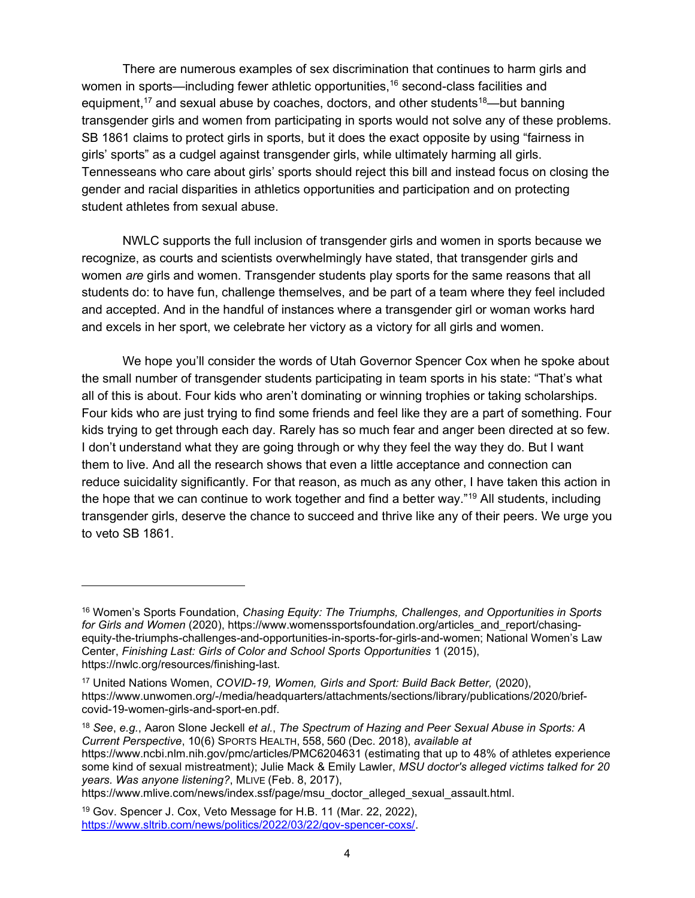There are numerous examples of sex discrimination that continues to harm girls and women in sports—including fewer athletic opportunities,[16] second-class facilities and equipment,[17] and sexual abuse by coaches, doctors, and other students[18]—but banning transgender girls and women from participating in sports would not solve any of these problems. SB 1861 claims to protect girls in sports, but it does the exact opposite by using "fairness in girls' sports" as a cudgel against transgender girls, while ultimately harming all girls. Tennesseans who care about girls' sports should reject this bill and instead focus on closing the gender and racial disparities in athletics opportunities and participation and on protecting student athletes from sexual abuse.

NWLC supports the full inclusion of transgender girls and women in sports because we recognize, as courts and scientists overwhelmingly have stated, that transgender girls and women *are* girls and women. Transgender students play sports for the same reasons that all students do: to have fun, challenge themselves, and be part of a team where they feel included and accepted. And in the handful of instances where a transgender girl or woman works hard and excels in her sport, we celebrate her victory as a victory for all girls and women.

We hope you'll consider the words of Utah Governor Spencer Cox when he spoke about the small number of transgender students participating in team sports in his state: "That's what all of this is about. Four kids who aren't dominating or winning trophies or taking scholarships. Four kids who are just trying to find some friends and feel like they are a part of something. Four kids trying to get through each day. Rarely has so much fear and anger been directed at so few. I don't understand what they are going through or why they feel the way they do. But I want them to live. And all the research shows that even a little acceptance and connection can reduce suicidality significantly. For that reason, as much as any other, I have taken this action in the hope that we can continue to work together and find a better way."[19] All students, including transgender girls, deserve the chance to succeed and thrive like any of their peers. We urge you to veto SB 1861.

---

[16] Women's Sports Foundation, *Chasing Equity: The Triumphs, Challenges, and Opportunities in Sports for Girls and Women* (2020), https://www.womenssportsfoundation.org/articles_and_report/chasing-equity-the-triumphs-challenges-and-opportunities-in-sports-for-girls-and-women; National Women's Law Center, *Finishing Last: Girls of Color and School Sports Opportunities* 1 (2015), https://nwlc.org/resources/finishing-last.

[17] United Nations Women, *COVID-19, Women, Girls and Sport: Build Back Better,* (2020), https://www.unwomen.org/-/media/headquarters/attachments/sections/library/publications/2020/brief-covid-19-women-girls-and-sport-en.pdf.

[18] *See*, *e.g.*, Aaron Slone Jeckell *et al.*, *The Spectrum of Hazing and Peer Sexual Abuse in Sports: A Current Perspective*, 10(6) SPORTS HEALTH, 558, 560 (Dec. 2018), *available at* https://www.ncbi.nlm.nih.gov/pmc/articles/PMC6204631 (estimating that up to 48% of athletes experience some kind of sexual mistreatment); Julie Mack & Emily Lawler, *MSU doctor's alleged victims talked for 20 years. Was anyone listening?*, MLIVE (Feb. 8, 2017), https://www.mlive.com/news/index.ssf/page/msu_doctor_alleged_sexual_assault.html.

[19] Gov. Spencer J. Cox, Veto Message for H.B. 11 (Mar. 22, 2022), https://www.sltrib.com/news/politics/2022/03/22/gov-spencer-coxs/.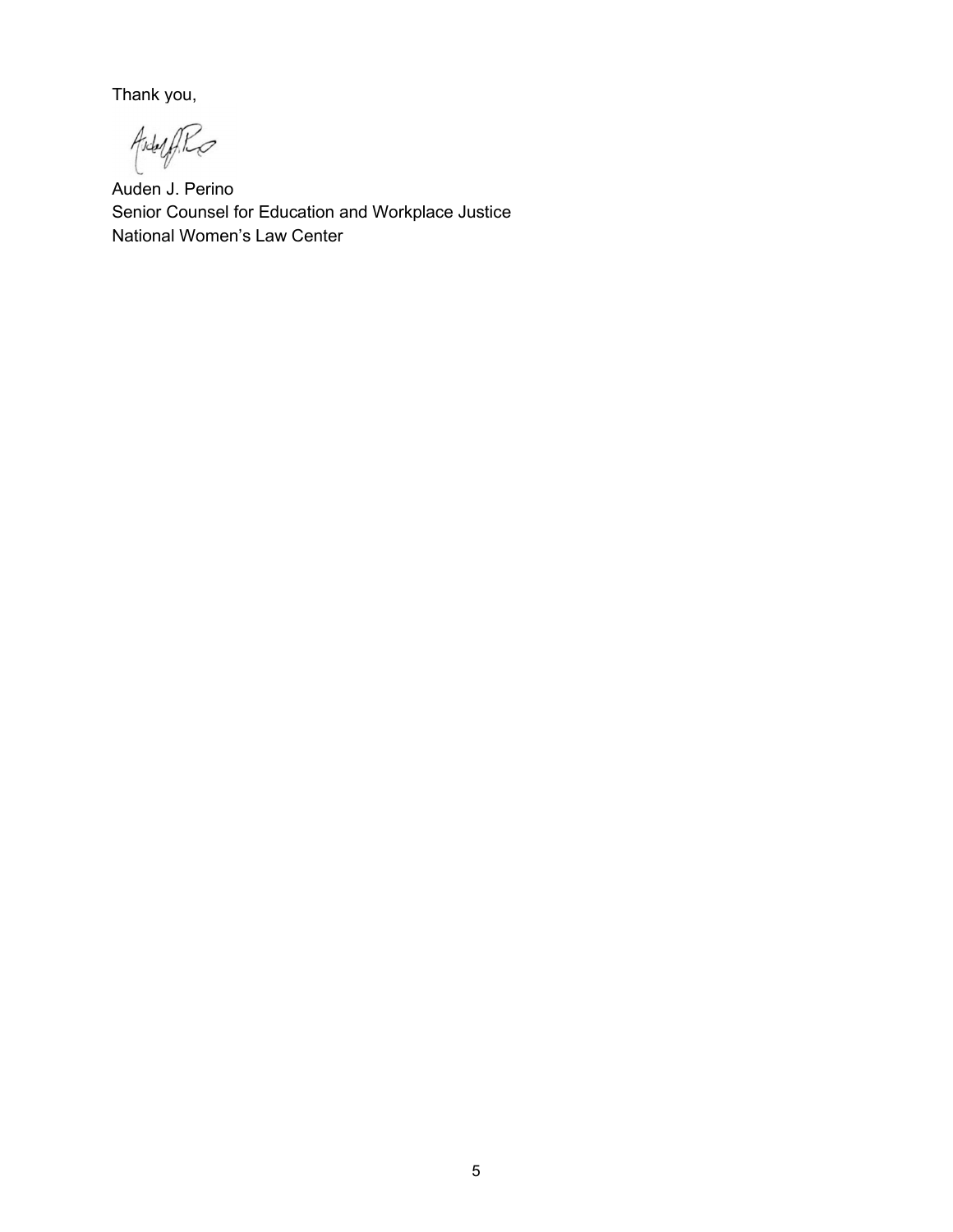Thank you,

Auden J. Perino  
Senior Counsel for Education and Workplace Justice  
National Women's Law Center